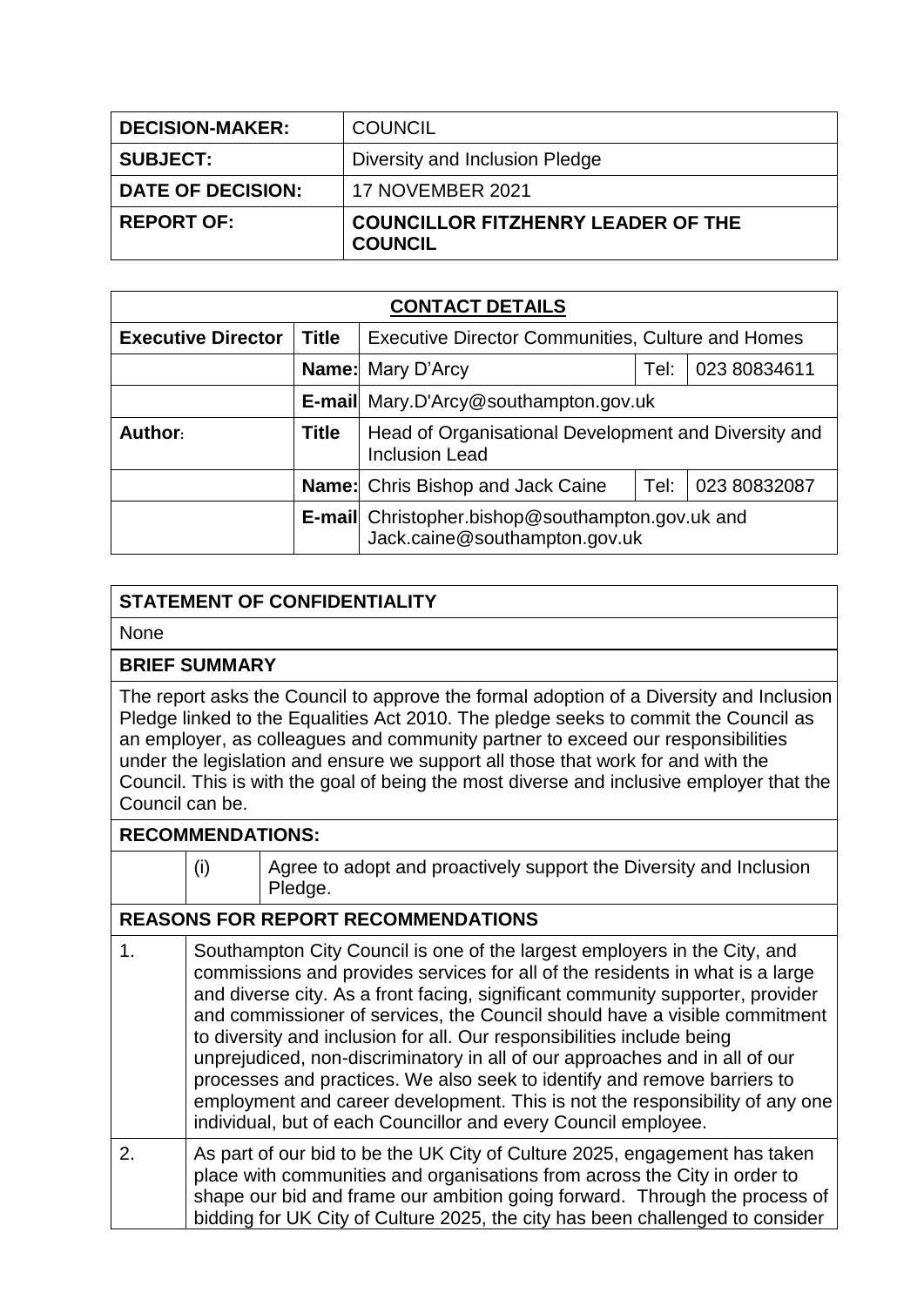| DECISION-MAKER: | COUNCIL |
| --- | --- |
| SUBJECT: | Diversity and Inclusion Pledge |
| DATE OF DECISION: | 17 NOVEMBER 2021 |
| REPORT OF: | **COUNCILLOR FITZHENRY LEADER OF THE COUNCIL** |

| **CONTACT DETAILS** | | | | |
| --- | --- | --- | --- | --- |
| **Executive Director** | **Title** | Executive Director Communities, Culture and Homes | | |
| | **Name:** | Mary D'Arcy | Tel: | 023 80834611 |
| | **E-mail** | Mary.D'Arcy@southampton.gov.uk | | |
| **Author:** | **Title** | Head of Organisational Development and Diversity and Inclusion Lead | | |
| | **Name:** | Chris Bishop and Jack Caine | Tel: | 023 80832087 |
| | **E-mail** | Christopher.bishop@southampton.gov.uk and Jack.caine@southampton.gov.uk | | |

**STATEMENT OF CONFIDENTIALITY**

None

**BRIEF SUMMARY**

The report asks the Council to approve the formal adoption of a Diversity and Inclusion Pledge linked to the Equalities Act 2010. The pledge seeks to commit the Council as an employer, as colleagues and community partner to exceed our responsibilities under the legislation and ensure we support all those that work for and with the Council. This is with the goal of being the most diverse and inclusive employer that the Council can be.

**RECOMMENDATIONS:**

| | | |
| --- | --- | --- |
| | (i) | Agree to adopt and proactively support the Diversity and Inclusion Pledge. |

**REASONS FOR REPORT RECOMMENDATIONS**

| | |
| --- | --- |
| 1. | Southampton City Council is one of the largest employers in the City, and commissions and provides services for all of the residents in what is a large and diverse city. As a front facing, significant community supporter, provider and commissioner of services, the Council should have a visible commitment to diversity and inclusion for all. Our responsibilities include being unprejudiced, non-discriminatory in all of our approaches and in all of our processes and practices. We also seek to identify and remove barriers to employment and career development. This is not the responsibility of any one individual, but of each Councillor and every Council employee. |
| 2. | As part of our bid to be the UK City of Culture 2025, engagement has taken place with communities and organisations from across the City in order to shape our bid and frame our ambition going forward. Through the process of bidding for UK City of Culture 2025, the city has been challenged to consider |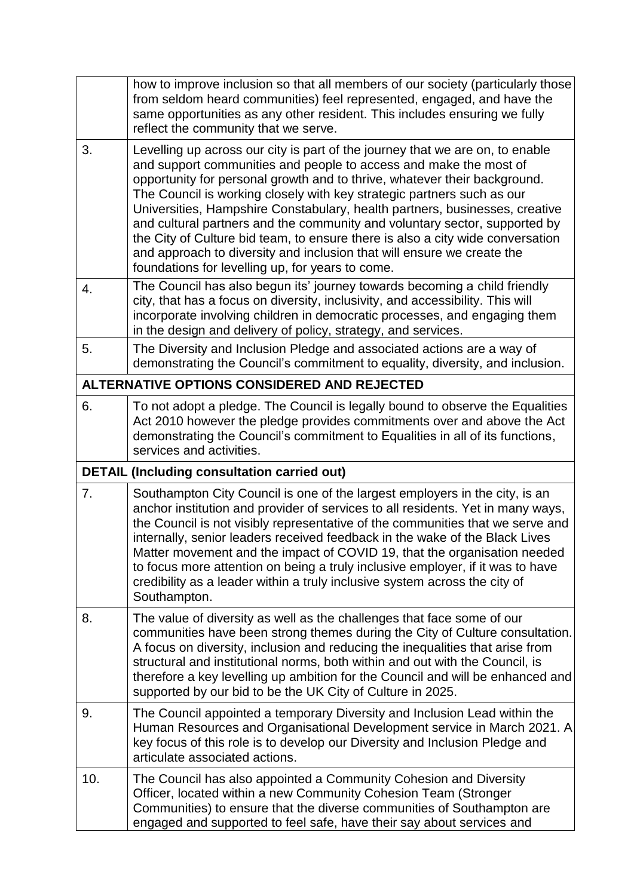| | |
|---|---|
| | how to improve inclusion so that all members of our society (particularly those from seldom heard communities) feel represented, engaged, and have the same opportunities as any other resident. This includes ensuring we fully reflect the community that we serve. |
| 3. | Levelling up across our city is part of the journey that we are on, to enable and support communities and people to access and make the most of opportunity for personal growth and to thrive, whatever their background. The Council is working closely with key strategic partners such as our Universities, Hampshire Constabulary, health partners, businesses, creative and cultural partners and the community and voluntary sector, supported by the City of Culture bid team, to ensure there is also a city wide conversation and approach to diversity and inclusion that will ensure we create the foundations for levelling up, for years to come. |
| 4. | The Council has also begun its' journey towards becoming a child friendly city, that has a focus on diversity, inclusivity, and accessibility. This will incorporate involving children in democratic processes, and engaging them in the design and delivery of policy, strategy, and services. |
| 5. | The Diversity and Inclusion Pledge and associated actions are a way of demonstrating the Council's commitment to equality, diversity, and inclusion. |
| **ALTERNATIVE OPTIONS CONSIDERED AND REJECTED** | |
| 6. | To not adopt a pledge. The Council is legally bound to observe the Equalities Act 2010 however the pledge provides commitments over and above the Act demonstrating the Council's commitment to Equalities in all of its functions, services and activities. |
| **DETAIL (Including consultation carried out)** | |
| 7. | Southampton City Council is one of the largest employers in the city, is an anchor institution and provider of services to all residents. Yet in many ways, the Council is not visibly representative of the communities that we serve and internally, senior leaders received feedback in the wake of the Black Lives Matter movement and the impact of COVID 19, that the organisation needed to focus more attention on being a truly inclusive employer, if it was to have credibility as a leader within a truly inclusive system across the city of Southampton. |
| 8. | The value of diversity as well as the challenges that face some of our communities have been strong themes during the City of Culture consultation. A focus on diversity, inclusion and reducing the inequalities that arise from structural and institutional norms, both within and out with the Council, is therefore a key levelling up ambition for the Council and will be enhanced and supported by our bid to be the UK City of Culture in 2025. |
| 9. | The Council appointed a temporary Diversity and Inclusion Lead within the Human Resources and Organisational Development service in March 2021. A key focus of this role is to develop our Diversity and Inclusion Pledge and articulate associated actions. |
| 10. | The Council has also appointed a Community Cohesion and Diversity Officer, located within a new Community Cohesion Team (Stronger Communities) to ensure that the diverse communities of Southampton are engaged and supported to feel safe, have their say about services and |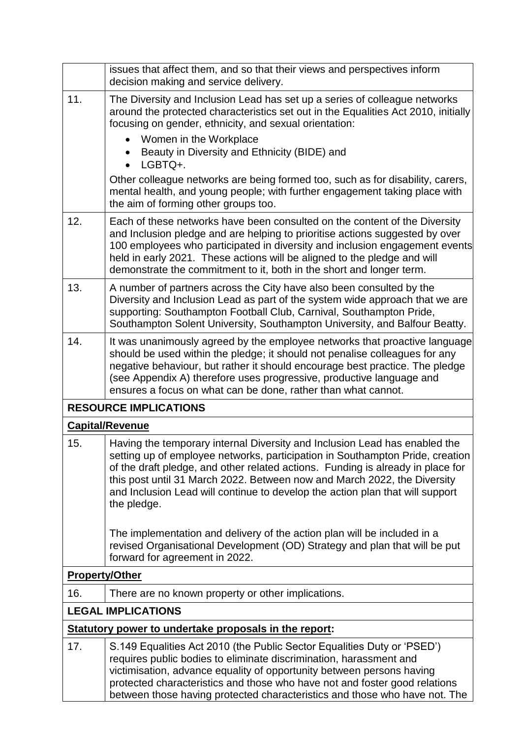|  |  |
|---|---|
|  | issues that affect them, and so that their views and perspectives inform decision making and service delivery. |
| 11. | The Diversity and Inclusion Lead has set up a series of colleague networks around the protected characteristics set out in the Equalities Act 2010, initially focusing on gender, ethnicity, and sexual orientation:<br>• Women in the Workplace<br>• Beauty in Diversity and Ethnicity (BIDE) and<br>• LGBTQ+.<br>Other colleague networks are being formed too, such as for disability, carers, mental health, and young people; with further engagement taking place with the aim of forming other groups too. |
| 12. | Each of these networks have been consulted on the content of the Diversity and Inclusion pledge and are helping to prioritise actions suggested by over 100 employees who participated in diversity and inclusion engagement events held in early 2021. These actions will be aligned to the pledge and will demonstrate the commitment to it, both in the short and longer term. |
| 13. | A number of partners across the City have also been consulted by the Diversity and Inclusion Lead as part of the system wide approach that we are supporting: Southampton Football Club, Carnival, Southampton Pride, Southampton Solent University, Southampton University, and Balfour Beatty. |
| 14. | It was unanimously agreed by the employee networks that proactive language should be used within the pledge; it should not penalise colleagues for any negative behaviour, but rather it should encourage best practice. The pledge (see Appendix A) therefore uses progressive, productive language and ensures a focus on what can be done, rather than what cannot. |
| **RESOURCE IMPLICATIONS** |  |
| **Capital/Revenue** |  |
| 15. | Having the temporary internal Diversity and Inclusion Lead has enabled the setting up of employee networks, participation in Southampton Pride, creation of the draft pledge, and other related actions. Funding is already in place for this post until 31 March 2022. Between now and March 2022, the Diversity and Inclusion Lead will continue to develop the action plan that will support the pledge.<br><br>The implementation and delivery of the action plan will be included in a revised Organisational Development (OD) Strategy and plan that will be put forward for agreement in 2022. |
| **Property/Other** |  |
| 16. | There are no known property or other implications. |
| **LEGAL IMPLICATIONS** |  |
| **Statutory power to undertake proposals in the report:** |  |
| 17. | S.149 Equalities Act 2010 (the Public Sector Equalities Duty or 'PSED') requires public bodies to eliminate discrimination, harassment and victimisation, advance equality of opportunity between persons having protected characteristics and those who have not and foster good relations between those having protected characteristics and those who have not. The |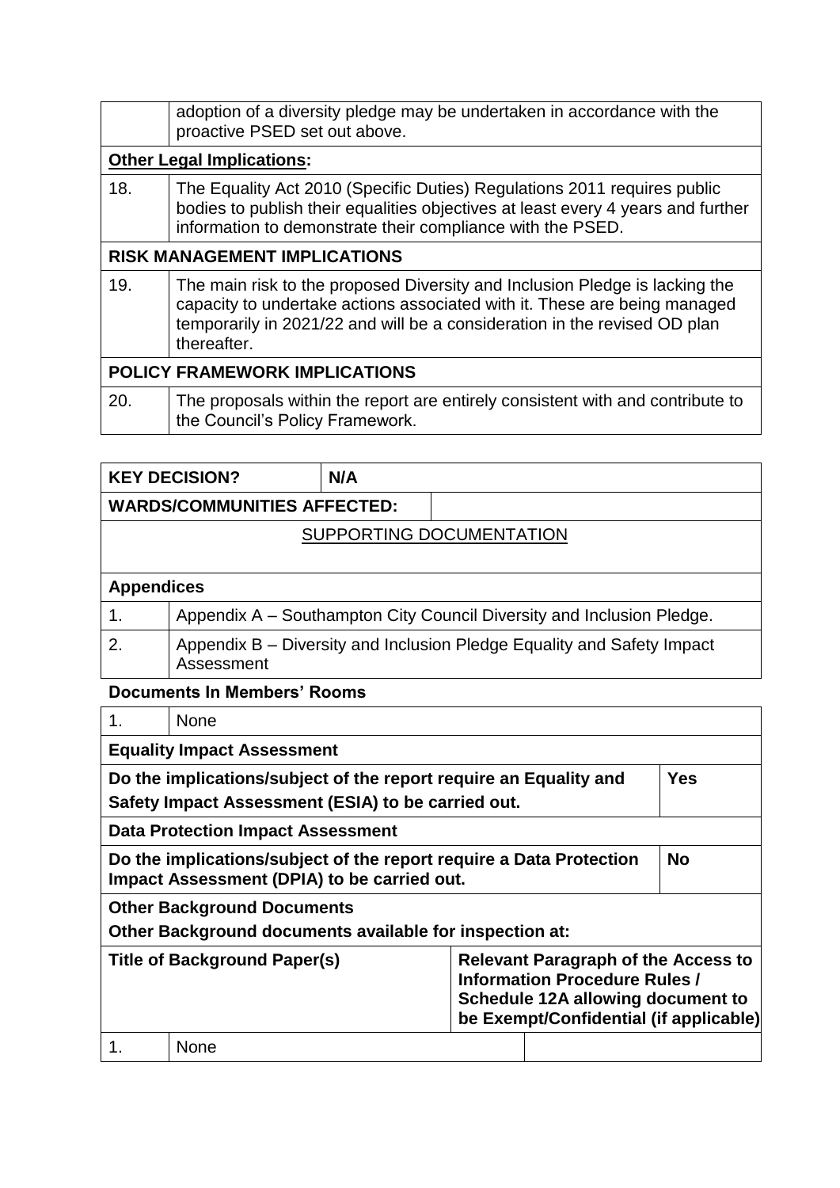| | |
|---|---|
| | adoption of a diversity pledge may be undertaken in accordance with the proactive PSED set out above. |
| **Other Legal Implications:** | |
| 18. | The Equality Act 2010 (Specific Duties) Regulations 2011 requires public bodies to publish their equalities objectives at least every 4 years and further information to demonstrate their compliance with the PSED. |
| **RISK MANAGEMENT IMPLICATIONS** | |
| 19. | The main risk to the proposed Diversity and Inclusion Pledge is lacking the capacity to undertake actions associated with it. These are being managed temporarily in 2021/22 and will be a consideration in the revised OD plan thereafter. |
| **POLICY FRAMEWORK IMPLICATIONS** | |
| 20. | The proposals within the report are entirely consistent with and contribute to the Council's Policy Framework. |

| | |
|---|---|
| **KEY DECISION?** | **N/A** |
| **WARDS/COMMUNITIES AFFECTED:** | |

SUPPORTING DOCUMENTATION

**Appendices**

| | |
|---|---|
| 1. | Appendix A – Southampton City Council Diversity and Inclusion Pledge. |
| 2. | Appendix B – Diversity and Inclusion Pledge Equality and Safety Impact Assessment |

**Documents In Members' Rooms**

| | |
|---|---|
| 1. | None |

**Equality Impact Assessment**

| | |
|---|---|
| **Do the implications/subject of the report require an Equality and Safety Impact Assessment (ESIA) to be carried out.** | **Yes** |

**Data Protection Impact Assessment**

| | |
|---|---|
| **Do the implications/subject of the report require a Data Protection Impact Assessment (DPIA) to be carried out.** | **No** |

**Other Background Documents**

**Other Background documents available for inspection at:**

| | | |
|---|---|---|
| **Title of Background Paper(s)** | | **Relevant Paragraph of the Access to Information Procedure Rules / Schedule 12A allowing document to be Exempt/Confidential (if applicable)** |
| 1. | None | |